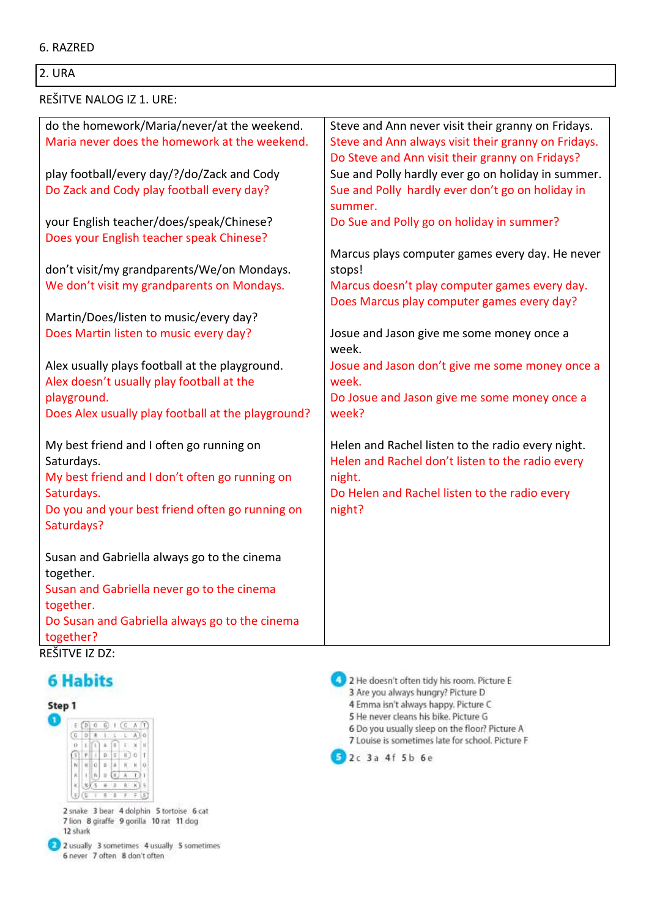6. RAZRED

2. URA

REŠITVE NALOG IZ 1. URE:

| | |
|---|---|
| do the homework/Maria/never/at the weekend.<br>Maria never does the homework at the weekend.<br><br>play football/every day/?/do/Zack and Cody<br>Do Zack and Cody play football every day?<br><br>your English teacher/does/speak/Chinese?<br>Does your English teacher speak Chinese?<br><br>don't visit/my grandparents/We/on Mondays.<br>We don't visit my grandparents on Mondays.<br><br>Martin/Does/listen to music/every day?<br>Does Martin listen to music every day?<br><br>Alex usually plays football at the playground.<br>Alex doesn't usually play football at the playground.<br>Does Alex usually play football at the playground?<br><br>My best friend and I often go running on Saturdays.<br>My best friend and I don't often go running on Saturdays.<br>Do you and your best friend often go running on Saturdays?<br><br>Susan and Gabriella always go to the cinema together.<br>Susan and Gabriella never go to the cinema together.<br>Do Susan and Gabriella always go to the cinema together? | Steve and Ann never visit their granny on Fridays.<br>Steve and Ann always visit their granny on Fridays.<br>Do Steve and Ann visit their granny on Fridays?<br>Sue and Polly hardly ever go on holiday in summer.<br>Sue and Polly hardly ever don't go on holiday in summer.<br>Do Sue and Polly go on holiday in summer?<br><br>Marcus plays computer games every day. He never stops!<br>Marcus doesn't play computer games every day.<br>Does Marcus play computer games every day?<br><br>Josue and Jason give me some money once a week.<br>Josue and Jason don't give me some money once a week.<br>Do Josue and Jason give me some money once a week?<br><br>Helen and Rachel listen to the radio every night.<br>Helen and Rachel don't listen to the radio every night.<br>Do Helen and Rachel listen to the radio every night? |

REŠITVE IZ DZ:

## 6 Habits

**Step 1**

**1**

2 snake 3 bear 4 dolphin 5 tortoise 6 cat
7 lion 8 giraffe 9 gorilla 10 rat 11 dog
12 shark

**2** 2 usually 3 sometimes 4 usually 5 sometimes
6 never 7 often 8 don't often

**4** 2 He doesn't often tidy his room. Picture E
3 Are you always hungry? Picture D
4 Emma isn't always happy. Picture C
5 He never cleans his bike. Picture G
6 Do you usually sleep on the floor? Picture A
7 Louise is sometimes late for school. Picture F

**5** 2 c 3 a 4 f 5 b 6 e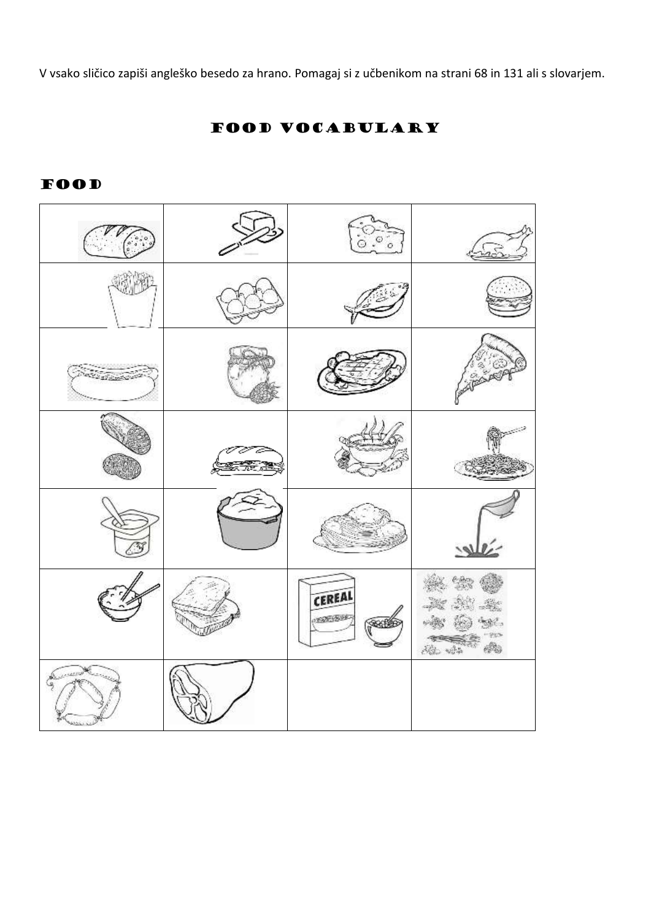V vsako sličico zapiši angleško besedo za hrano. Pomagaj si z učbenikom na strani 68 in 131 ali s slovarjem.

# FOOD VOCABULARY

## FOOD

| | | | |
|---|---|---|---|
| | | | |
| | | | |
| | | | |
| | | | |
| | | | |
| | CEREAL | | |
| | | | |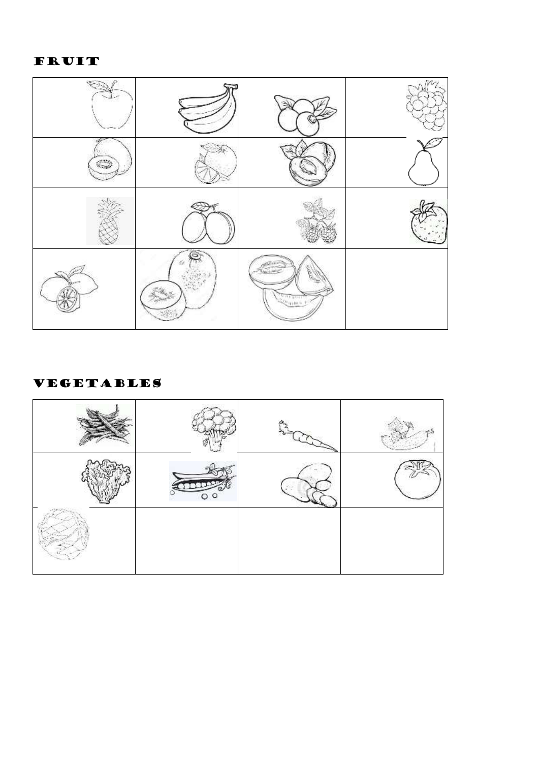# FRUIT

|  |  |  |  |
|---|---|---|---|
|  |  |  |  |
|  |  |  |  |
|  |  |  |  |
|  |  |  |  |

# VEGETABLES

|  |  |  |  |
|---|---|---|---|
|  |  |  |  |
|  |  |  |  |
|  |  |  |  |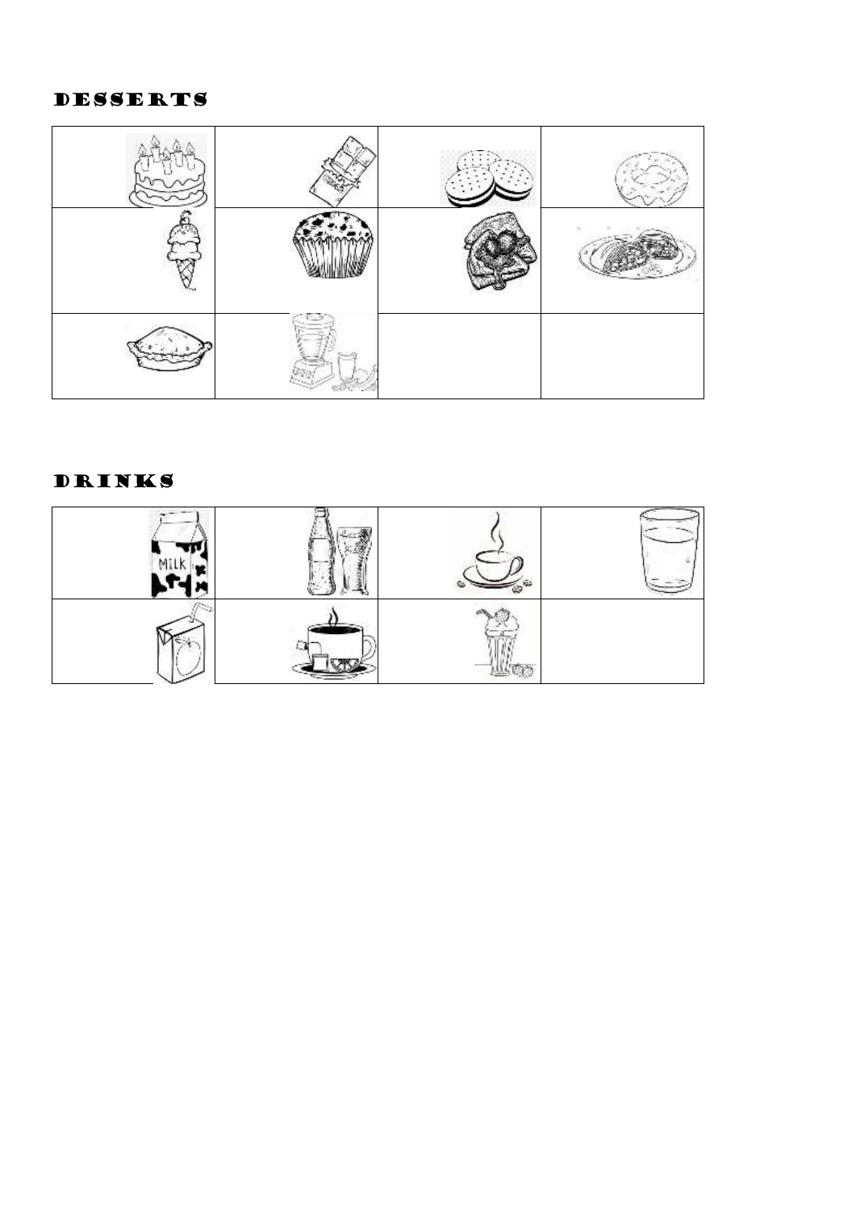## DESSERTS

| | | | |
|---|---|---|---|
| | | | |
| | | | |
| | | | |

## DRINKS

| | | | |
|---|---|---|---|
| | | | |
| | | | |